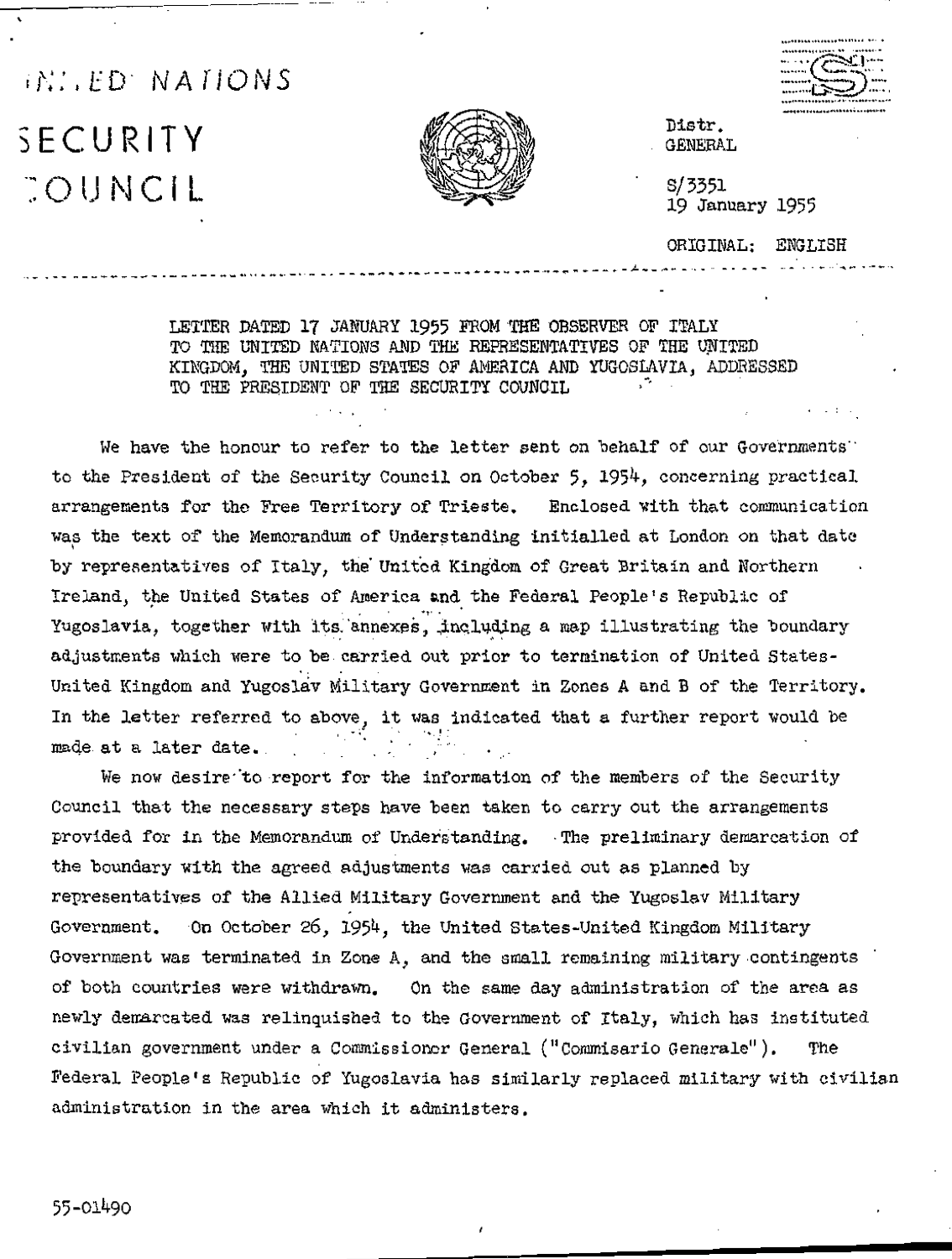# UNITED NATIONS

# SECURITY COUNCIL

Distr.
GENERAL

S/3351
19 January 1955

ORIGINAL: ENGLISH

LETTER DATED 17 JANUARY 1955 FROM THE OBSERVER OF ITALY TO THE UNITED NATIONS AND THE REPRESENTATIVES OF THE UNITED KINGDOM, THE UNITED STATES OF AMERICA AND YUGOSLAVIA, ADDRESSED TO THE PRESIDENT OF THE SECURITY COUNCIL

We have the honour to refer to the letter sent on behalf of our Governments to the President of the Security Council on October 5, 1954, concerning practical arrangements for the Free Territory of Trieste. Enclosed with that communication was the text of the Memorandum of Understanding initialled at London on that date by representatives of Italy, the United Kingdom of Great Britain and Northern Ireland, the United States of America and the Federal People's Republic of Yugoslavia, together with its annexes, including a map illustrating the boundary adjustments which were to be carried out prior to termination of United States-United Kingdom and Yugoslav Military Government in Zones A and B of the Territory. In the letter referred to above, it was indicated that a further report would be made at a later date.

We now desire to report for the information of the members of the Security Council that the necessary steps have been taken to carry out the arrangements provided for in the Memorandum of Understanding. The preliminary demarcation of the boundary with the agreed adjustments was carried out as planned by representatives of the Allied Military Government and the Yugoslav Military Government. On October 26, 1954, the United States-United Kingdom Military Government was terminated in Zone A, and the small remaining military contingents of both countries were withdrawn. On the same day administration of the area as newly demarcated was relinquished to the Government of Italy, which has instituted civilian government under a Commissioner General ("Commisario Generale"). The Federal People's Republic of Yugoslavia has similarly replaced military with civilian administration in the area which it administers.

55-01490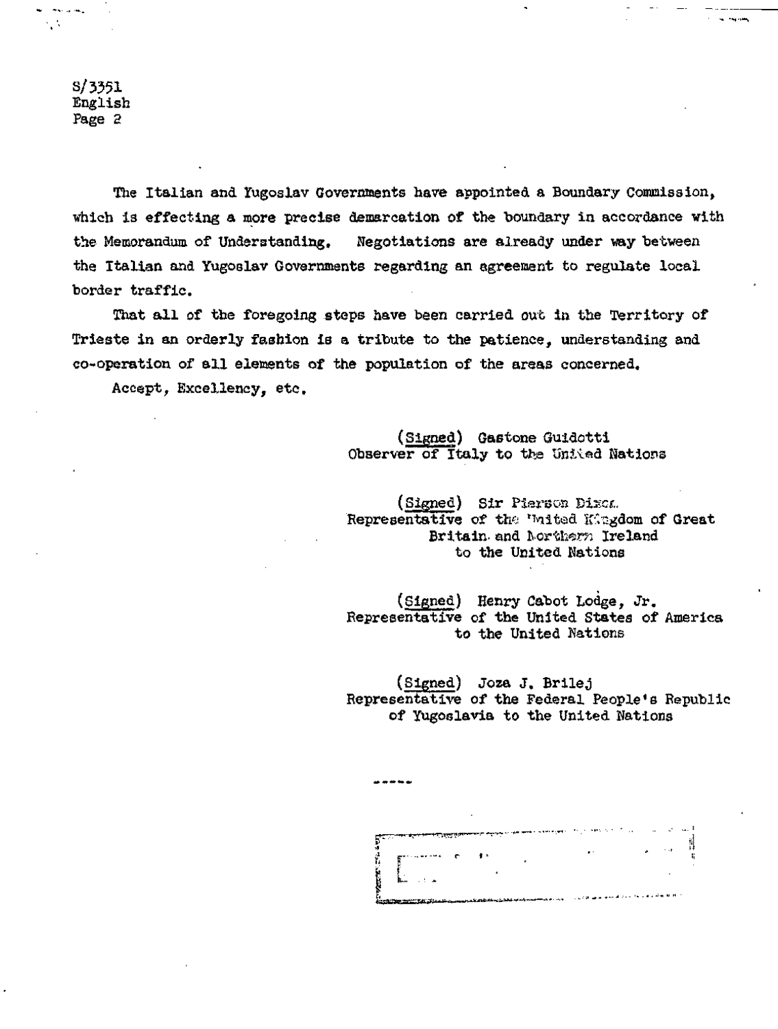The Italian and Yugoslav Governments have appointed a Boundary Commission, which is effecting a more precise demarcation of the boundary in accordance with the Memorandum of Understanding. Negotiations are already under way between the Italian and Yugoslav Governments regarding an agreement to regulate local border traffic.

That all of the foregoing steps have been carried out in the Territory of Trieste in an orderly fashion is a tribute to the patience, understanding and co-operation of all elements of the population of the areas concerned.

Accept, Excellency, etc.

(Signed) Gastone Guidotti
Observer of Italy to the United Nations

(Signed) Sir Pierson Dixon
Representative of the United Kingdom of Great Britain and Northern Ireland to the United Nations

(Signed) Henry Cabot Lodge, Jr.
Representative of the United States of America to the United Nations

(Signed) Joza J. Brilej
Representative of the Federal People's Republic of Yugoslavia to the United Nations

-----